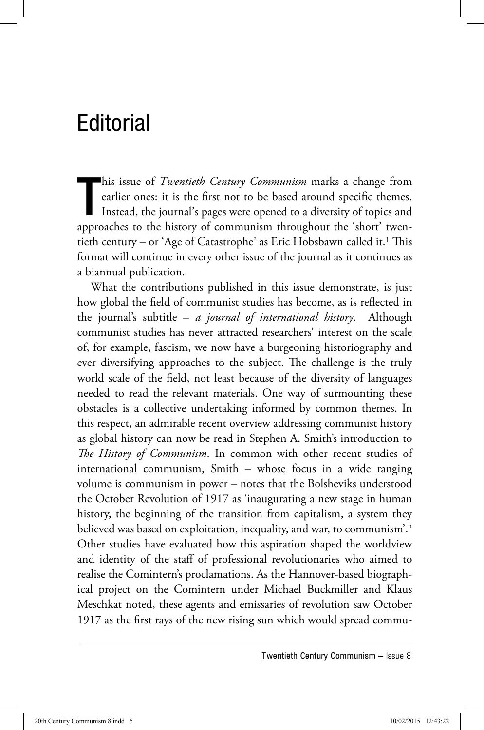# Editorial

This issue of *Twentieth Century Communism* marks a change from earlier ones: it is the first not to be based around specific themes. Instead, the journal's pages were opened to a diversity of topics and approaches to the history of communism throughout the 'short' twentieth century – or 'Age of Catastrophe' as Eric Hobsbawn called it.[1] This format will continue in every other issue of the journal as it continues as a biannual publication.

What the contributions published in this issue demonstrate, is just how global the field of communist studies has become, as is reflected in the journal's subtitle – *a journal of international history*. Although communist studies has never attracted researchers' interest on the scale of, for example, fascism, we now have a burgeoning historiography and ever diversifying approaches to the subject. The challenge is the truly world scale of the field, not least because of the diversity of languages needed to read the relevant materials. One way of surmounting these obstacles is a collective undertaking informed by common themes. In this respect, an admirable recent overview addressing communist history as global history can now be read in Stephen A. Smith's introduction to *The History of Communism*. In common with other recent studies of international communism, Smith – whose focus in a wide ranging volume is communism in power – notes that the Bolsheviks understood the October Revolution of 1917 as 'inaugurating a new stage in human history, the beginning of the transition from capitalism, a system they believed was based on exploitation, inequality, and war, to communism'.[2] Other studies have evaluated how this aspiration shaped the worldview and identity of the staff of professional revolutionaries who aimed to realise the Comintern's proclamations. As the Hannover-based biographical project on the Comintern under Michael Buckmiller and Klaus Meschkat noted, these agents and emissaries of revolution saw October 1917 as the first rays of the new rising sun which would spread commu-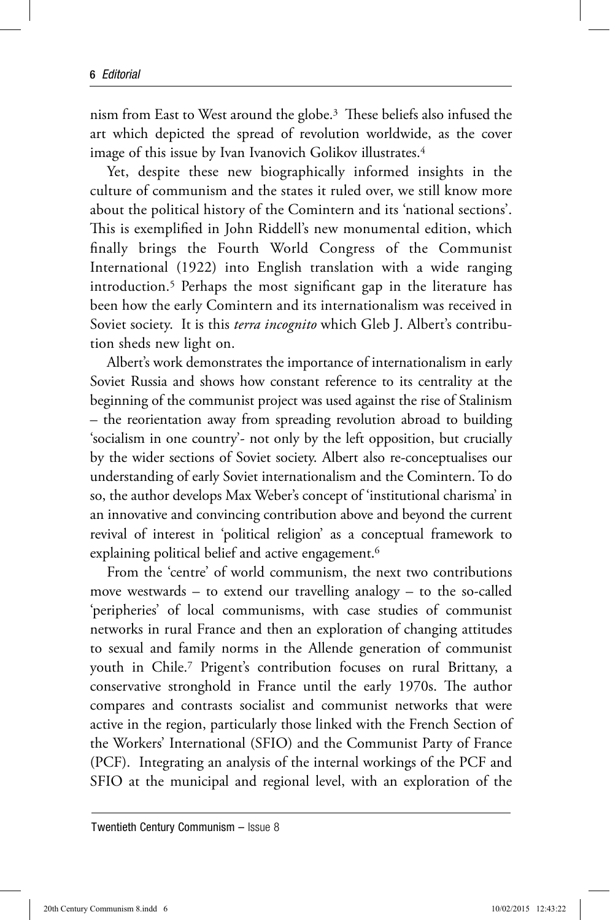nism from East to West around the globe.[3] These beliefs also infused the art which depicted the spread of revolution worldwide, as the cover image of this issue by Ivan Ivanovich Golikov illustrates.[4]

Yet, despite these new biographically informed insights in the culture of communism and the states it ruled over, we still know more about the political history of the Comintern and its 'national sections'. This is exemplified in John Riddell's new monumental edition, which finally brings the Fourth World Congress of the Communist International (1922) into English translation with a wide ranging introduction.[5] Perhaps the most significant gap in the literature has been how the early Comintern and its internationalism was received in Soviet society. It is this *terra incognito* which Gleb J. Albert's contribution sheds new light on.

Albert's work demonstrates the importance of internationalism in early Soviet Russia and shows how constant reference to its centrality at the beginning of the communist project was used against the rise of Stalinism – the reorientation away from spreading revolution abroad to building 'socialism in one country'- not only by the left opposition, but crucially by the wider sections of Soviet society. Albert also re-conceptualises our understanding of early Soviet internationalism and the Comintern. To do so, the author develops Max Weber's concept of 'institutional charisma' in an innovative and convincing contribution above and beyond the current revival of interest in 'political religion' as a conceptual framework to explaining political belief and active engagement.[6]

From the 'centre' of world communism, the next two contributions move westwards – to extend our travelling analogy – to the so-called 'peripheries' of local communisms, with case studies of communist networks in rural France and then an exploration of changing attitudes to sexual and family norms in the Allende generation of communist youth in Chile.[7] Prigent's contribution focuses on rural Brittany, a conservative stronghold in France until the early 1970s. The author compares and contrasts socialist and communist networks that were active in the region, particularly those linked with the French Section of the Workers' International (SFIO) and the Communist Party of France (PCF). Integrating an analysis of the internal workings of the PCF and SFIO at the municipal and regional level, with an exploration of the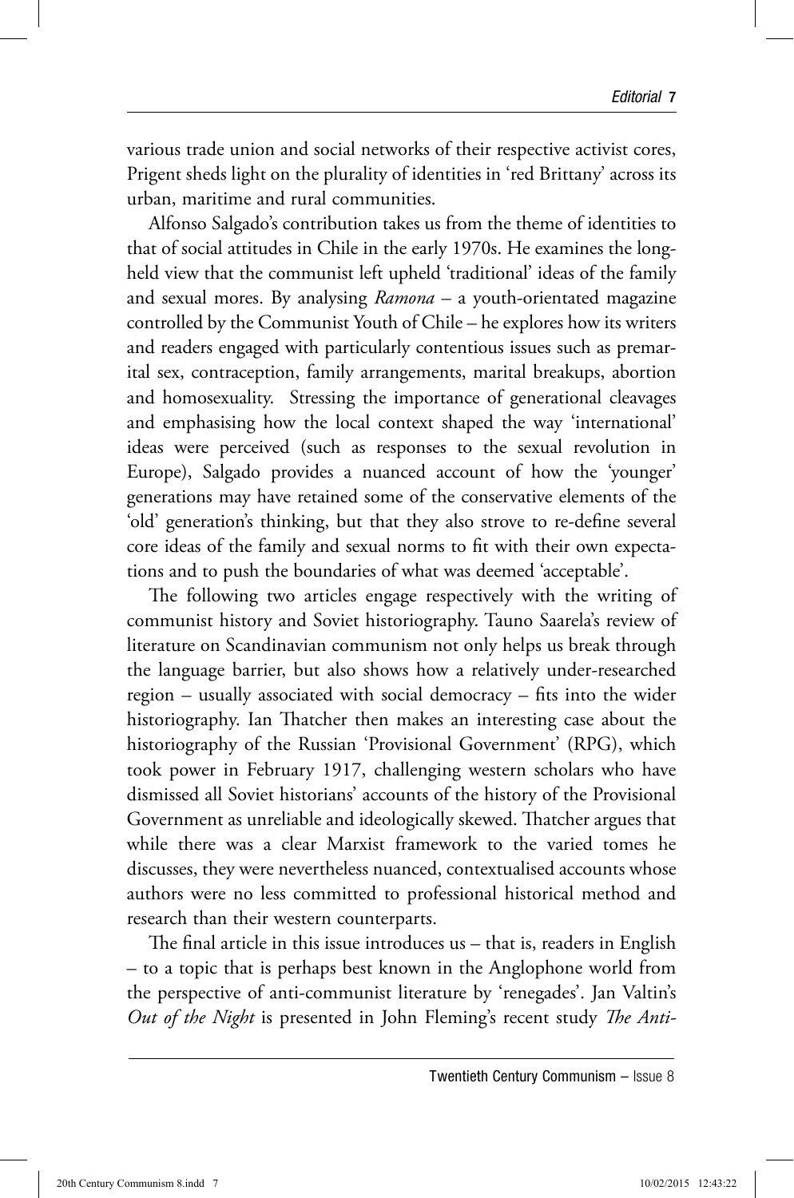various trade union and social networks of their respective activist cores, Prigent sheds light on the plurality of identities in 'red Brittany' across its urban, maritime and rural communities.

Alfonso Salgado's contribution takes us from the theme of identities to that of social attitudes in Chile in the early 1970s. He examines the long-held view that the communist left upheld 'traditional' ideas of the family and sexual mores. By analysing *Ramona* – a youth-orientated magazine controlled by the Communist Youth of Chile – he explores how its writers and readers engaged with particularly contentious issues such as premarital sex, contraception, family arrangements, marital breakups, abortion and homosexuality. Stressing the importance of generational cleavages and emphasising how the local context shaped the way 'international' ideas were perceived (such as responses to the sexual revolution in Europe), Salgado provides a nuanced account of how the 'younger' generations may have retained some of the conservative elements of the 'old' generation's thinking, but that they also strove to re-define several core ideas of the family and sexual norms to fit with their own expectations and to push the boundaries of what was deemed 'acceptable'.

The following two articles engage respectively with the writing of communist history and Soviet historiography. Tauno Saarela's review of literature on Scandinavian communism not only helps us break through the language barrier, but also shows how a relatively under-researched region – usually associated with social democracy – fits into the wider historiography. Ian Thatcher then makes an interesting case about the historiography of the Russian 'Provisional Government' (RPG), which took power in February 1917, challenging western scholars who have dismissed all Soviet historians' accounts of the history of the Provisional Government as unreliable and ideologically skewed. Thatcher argues that while there was a clear Marxist framework to the varied tomes he discusses, they were nevertheless nuanced, contextualised accounts whose authors were no less committed to professional historical method and research than their western counterparts.

The final article in this issue introduces us – that is, readers in English – to a topic that is perhaps best known in the Anglophone world from the perspective of anti-communist literature by 'renegades'. Jan Valtin's *Out of the Night* is presented in John Fleming's recent study *The Anti-*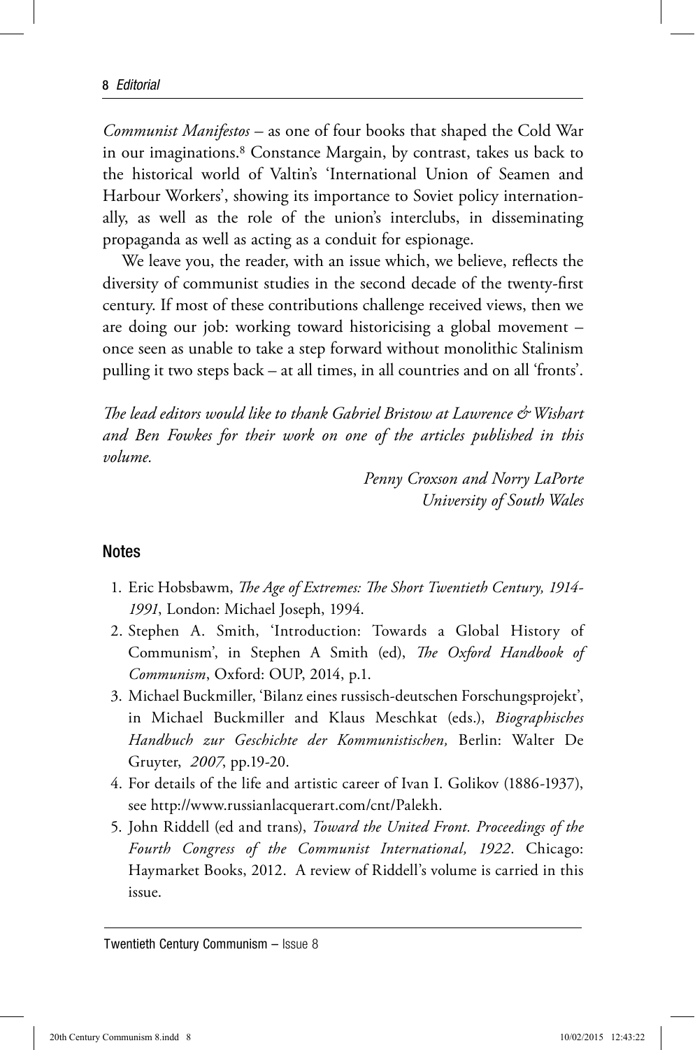*Communist Manifestos* – as one of four books that shaped the Cold War in our imaginations.[8] Constance Margain, by contrast, takes us back to the historical world of Valtin's 'International Union of Seamen and Harbour Workers', showing its importance to Soviet policy internationally, as well as the role of the union's interclubs, in disseminating propaganda as well as acting as a conduit for espionage.

We leave you, the reader, with an issue which, we believe, reflects the diversity of communist studies in the second decade of the twenty-first century. If most of these contributions challenge received views, then we are doing our job: working toward historicising a global movement – once seen as unable to take a step forward without monolithic Stalinism pulling it two steps back – at all times, in all countries and on all 'fronts'.

*The lead editors would like to thank Gabriel Bristow at Lawrence & Wishart and Ben Fowkes for their work on one of the articles published in this volume.*

*Penny Croxson and Norry LaPorte*
*University of South Wales*

## Notes

1. Eric Hobsbawm, *The Age of Extremes: The Short Twentieth Century, 1914-1991*, London: Michael Joseph, 1994.
2. Stephen A. Smith, 'Introduction: Towards a Global History of Communism', in Stephen A Smith (ed), *The Oxford Handbook of Communism*, Oxford: OUP, 2014, p.1.
3. Michael Buckmiller, 'Bilanz eines russisch-deutschen Forschungsprojekt', in Michael Buckmiller and Klaus Meschkat (eds.), *Biographisches Handbuch zur Geschichte der Kommunistischen,* Berlin: Walter De Gruyter, *2007*, pp.19-20.
4. For details of the life and artistic career of Ivan I. Golikov (1886-1937), see http://www.russianlacquerart.com/cnt/Palekh.
5. John Riddell (ed and trans), *Toward the United Front. Proceedings of the Fourth Congress of the Communist International, 1922*. Chicago: Haymarket Books, 2012. A review of Riddell's volume is carried in this issue.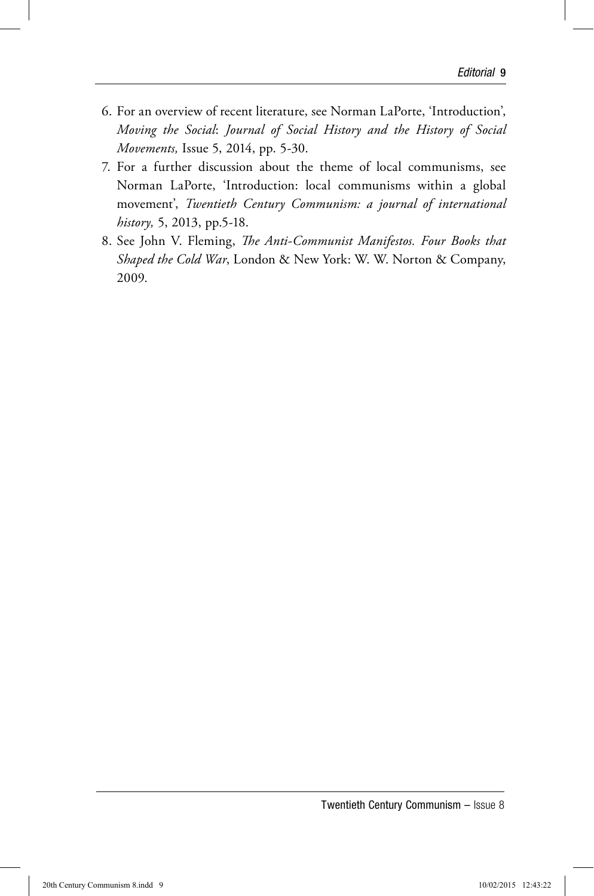6. For an overview of recent literature, see Norman LaPorte, 'Introduction', *Moving the Social*: *Journal of Social History and the History of Social Movements,* Issue 5, 2014, pp. 5-30.
7. For a further discussion about the theme of local communisms, see Norman LaPorte, 'Introduction: local communisms within a global movement', *Twentieth Century Communism: a journal of international history,* 5, 2013, pp.5-18.
8. See John V. Fleming, *The Anti-Communist Manifestos. Four Books that Shaped the Cold War*, London & New York: W. W. Norton & Company, 2009.